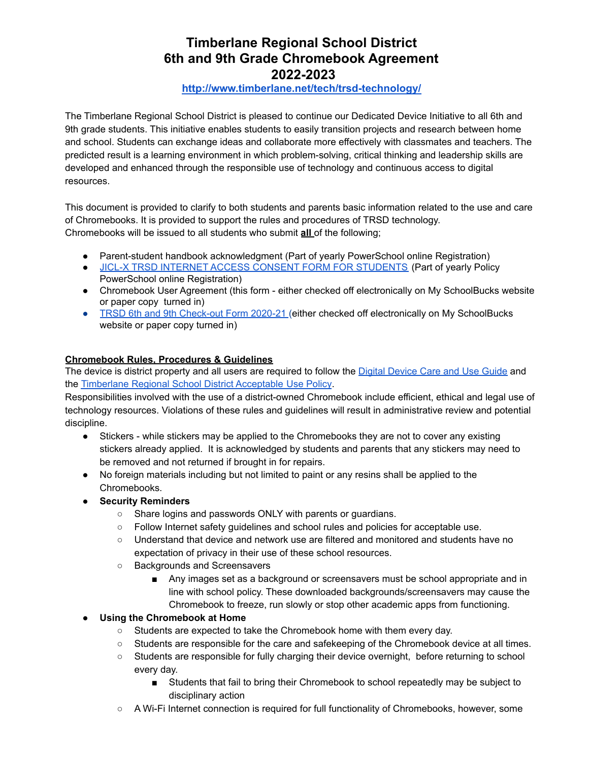# Timberlane Regional School District
# 6th and 9th Grade Chromebook Agreement
# 2022-2023

**[http://www.timberlane.net/tech/trsd-technology/](http://www.timberlane.net/tech/trsd-technology/)**

The Timberlane Regional School District is pleased to continue our Dedicated Device Initiative to all 6th and 9th grade students. This initiative enables students to easily transition projects and research between home and school. Students can exchange ideas and collaborate more effectively with classmates and teachers. The predicted result is a learning environment in which problem-solving, critical thinking and leadership skills are developed and enhanced through the responsible use of technology and continuous access to digital resources.

This document is provided to clarify to both students and parents basic information related to the use and care of Chromebooks. It is provided to support the rules and procedures of TRSD technology.
Chromebooks will be issued to all students who submit **all** of the following;

- Parent-student handbook acknowledgment (Part of yearly PowerSchool online Registration)
- JICL-X TRSD INTERNET ACCESS CONSENT FORM FOR STUDENTS (Part of yearly Policy PowerSchool online Registration)
- Chromebook User Agreement (this form - either checked off electronically on My SchoolBucks website or paper copy turned in)
- TRSD 6th and 9th Check-out Form 2020-21 (either checked off electronically on My SchoolBucks website or paper copy turned in)

**Chromebook Rules, Procedures & Guidelines**

The device is district property and all users are required to follow the Digital Device Care and Use Guide and the Timberlane Regional School District Acceptable Use Policy.
Responsibilities involved with the use of a district-owned Chromebook include efficient, ethical and legal use of technology resources. Violations of these rules and guidelines will result in administrative review and potential discipline.

- Stickers - while stickers may be applied to the Chromebooks they are not to cover any existing stickers already applied. It is acknowledged by students and parents that any stickers may need to be removed and not returned if brought in for repairs.
- No foreign materials including but not limited to paint or any resins shall be applied to the Chromebooks.
- **Security Reminders**
  - Share logins and passwords ONLY with parents or guardians.
  - Follow Internet safety guidelines and school rules and policies for acceptable use.
  - Understand that device and network use are filtered and monitored and students have no expectation of privacy in their use of these school resources.
  - Backgrounds and Screensavers
    - Any images set as a background or screensavers must be school appropriate and in line with school policy. These downloaded backgrounds/screensavers may cause the Chromebook to freeze, run slowly or stop other academic apps from functioning.
- **Using the Chromebook at Home**
  - Students are expected to take the Chromebook home with them every day.
  - Students are responsible for the care and safekeeping of the Chromebook device at all times.
  - Students are responsible for fully charging their device overnight, before returning to school every day.
    - Students that fail to bring their Chromebook to school repeatedly may be subject to disciplinary action
  - A Wi-Fi Internet connection is required for full functionality of Chromebooks, however, some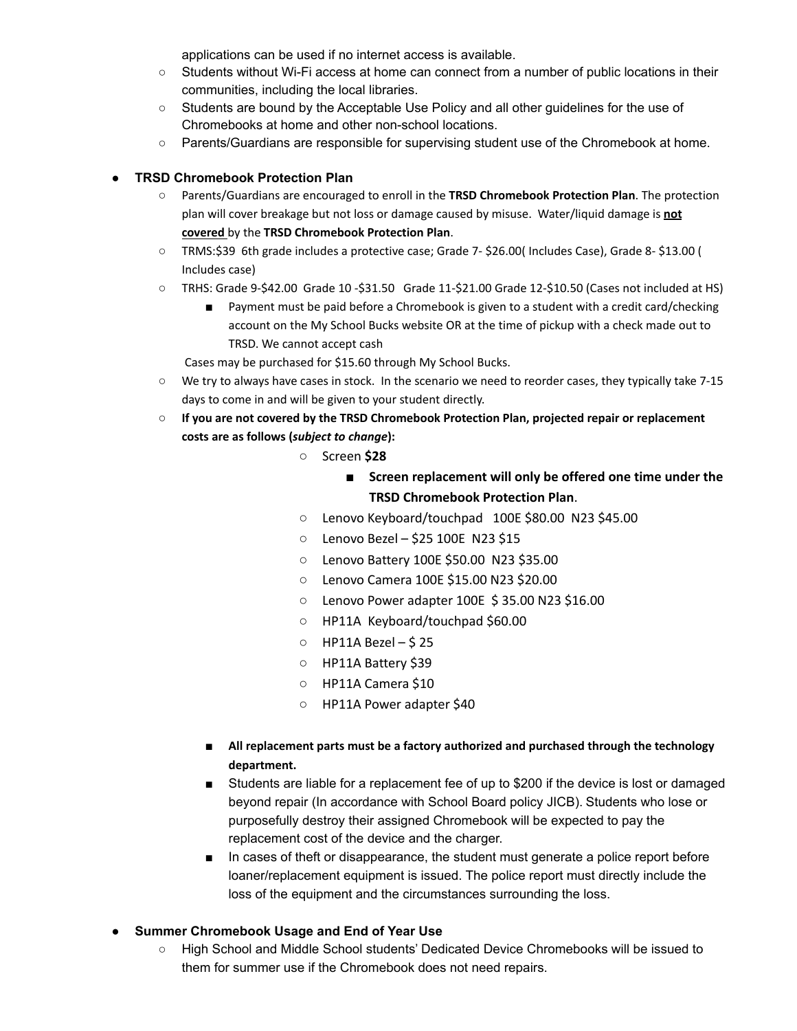applications can be used if no internet access is available.

  - Students without Wi-Fi access at home can connect from a number of public locations in their communities, including the local libraries.
  - Students are bound by the Acceptable Use Policy and all other guidelines for the use of Chromebooks at home and other non-school locations.
  - Parents/Guardians are responsible for supervising student use of the Chromebook at home.

- **TRSD Chromebook Protection Plan**
  - Parents/Guardians are encouraged to enroll in the **TRSD Chromebook Protection Plan**. The protection plan will cover breakage but not loss or damage caused by misuse. Water/liquid damage is <u>**not covered**</u> by the **TRSD Chromebook Protection Plan**.
  - TRMS:$39 6th grade includes a protective case; Grade 7- $26.00( Includes Case), Grade 8- $13.00 ( Includes case)
  - TRHS: Grade 9-$42.00 Grade 10 -$31.50 Grade 11-$21.00 Grade 12-$10.50 (Cases not included at HS)
    - Payment must be paid before a Chromebook is given to a student with a credit card/checking account on the My School Bucks website OR at the time of pickup with a check made out to TRSD. We cannot accept cash

    Cases may be purchased for $15.60 through My School Bucks.
  - We try to always have cases in stock. In the scenario we need to reorder cases, they typically take 7-15 days to come in and will be given to your student directly.
  - **If you are not covered by the TRSD Chromebook Protection Plan, projected repair or replacement costs are as follows (*subject to change*):**
    - Screen **$28**
      - **Screen replacement will only be offered one time under the TRSD Chromebook Protection Plan**.
    - Lenovo Keyboard/touchpad 100E $80.00 N23 $45.00
    - Lenovo Bezel – $25 100E N23 $15
    - Lenovo Battery 100E $50.00 N23 $35.00
    - Lenovo Camera 100E $15.00 N23 $20.00
    - Lenovo Power adapter 100E $ 35.00 N23 $16.00
    - HP11A Keyboard/touchpad $60.00
    - HP11A Bezel – $ 25
    - HP11A Battery $39
    - HP11A Camera $10
    - HP11A Power adapter $40

    - **All replacement parts must be a factory authorized and purchased through the technology department.**
    - Students are liable for a replacement fee of up to $200 if the device is lost or damaged beyond repair (In accordance with School Board policy JICB). Students who lose or purposefully destroy their assigned Chromebook will be expected to pay the replacement cost of the device and the charger.
    - In cases of theft or disappearance, the student must generate a police report before loaner/replacement equipment is issued. The police report must directly include the loss of the equipment and the circumstances surrounding the loss.

- **Summer Chromebook Usage and End of Year Use**
  - High School and Middle School students' Dedicated Device Chromebooks will be issued to them for summer use if the Chromebook does not need repairs.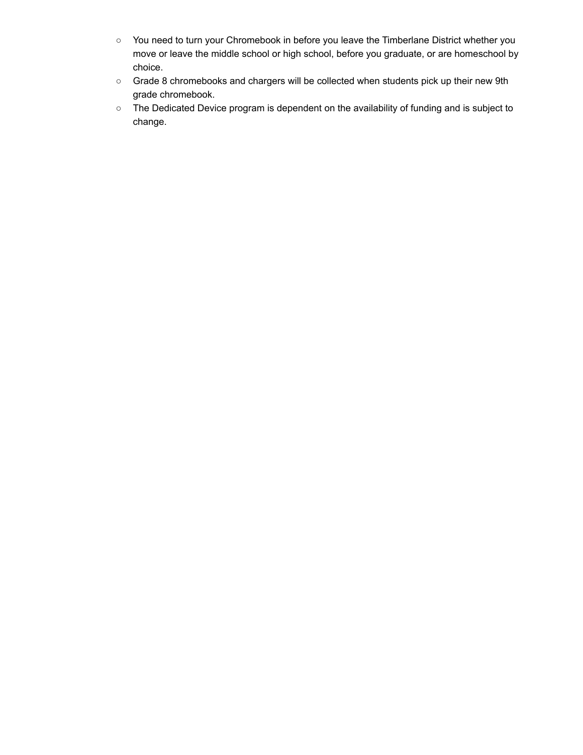- You need to turn your Chromebook in before you leave the Timberlane District whether you move or leave the middle school or high school, before you graduate, or are homeschool by choice.
- Grade 8 chromebooks and chargers will be collected when students pick up their new 9th grade chromebook.
- The Dedicated Device program is dependent on the availability of funding and is subject to change.